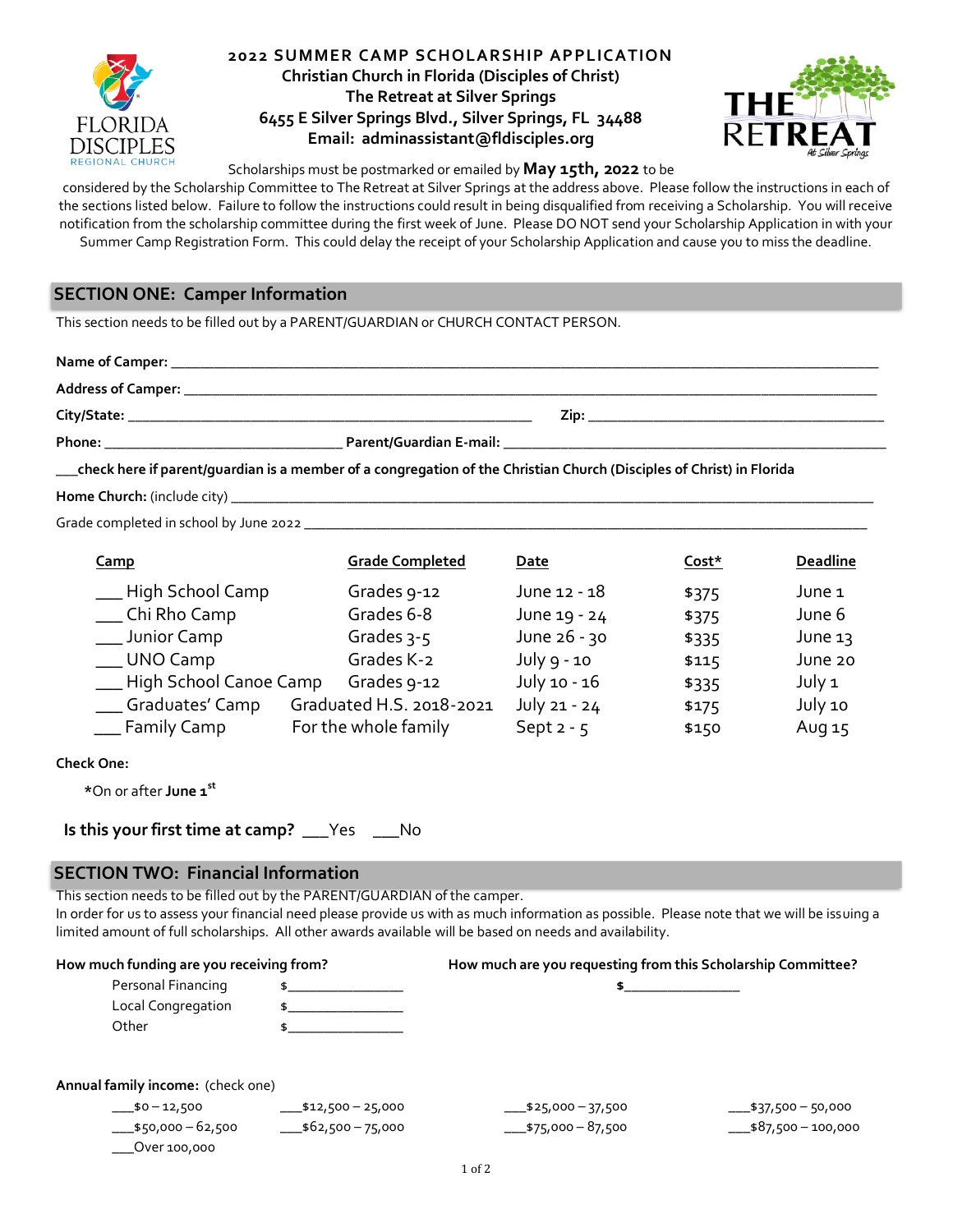# 2022 SUMMER CAMP SCHOLARSHIP APPLICATION

**Christian Church in Florida (Disciples of Christ)**
**The Retreat at Silver Springs**
**6455 E Silver Springs Blvd., Silver Springs, FL 34488**
**Email: adminassistant@fldisciples.org**

Scholarships must be postmarked or emailed by **May 15th, 2022** to be considered by the Scholarship Committee to The Retreat at Silver Springs at the address above. Please follow the instructions in each of the sections listed below. Failure to follow the instructions could result in being disqualified from receiving a Scholarship. You will receive notification from the scholarship committee during the first week of June. Please DO NOT send your Scholarship Application in with your Summer Camp Registration Form. This could delay the receipt of your Scholarship Application and cause you to miss the deadline.

## SECTION ONE: Camper Information

This section needs to be filled out by a PARENT/GUARDIAN or CHURCH CONTACT PERSON.

**Name of Camper:** ______________________________________________

**Address of Camper:** ______________________________________________

**City/State:** ______________________________ **Zip:** ______________________

**Phone:** ____________________ **Parent/Guardian E-mail:** ______________________________

___**check here if parent/guardian is a member of a congregation of the Christian Church (Disciples of Christ) in Florida**

**Home Church:** (include city) ______________________________________________

Grade completed in school by June 2022 ______________________________________________

| Camp | Grade Completed | Date | Cost* | Deadline |
|---|---|---|---|---|
| ___ High School Camp | Grades 9-12 | June 12 - 18 | $375 | June 1 |
| ___ Chi Rho Camp | Grades 6-8 | June 19 - 24 | $375 | June 6 |
| ___ Junior Camp | Grades 3-5 | June 26 - 30 | $335 | June 13 |
| ___ UNO Camp | Grades K-2 | July 9 - 10 | $115 | June 20 |
| ___ High School Canoe Camp | Grades 9-12 | July 10 - 16 | $335 | July 1 |
| ___ Graduates' Camp | Graduated H.S. 2018-2021 | July 21 - 24 | $175 | July 10 |
| ___ Family Camp | For the whole family | Sept 2 - 5 | $150 | Aug 15 |

**Check One:**

*On or after **June 1st**

**Is this your first time at camp?** ___Yes ___No

## SECTION TWO: Financial Information

This section needs to be filled out by the PARENT/GUARDIAN of the camper.
In order for us to assess your financial need please provide us with as much information as possible. Please note that we will be issuing a limited amount of full scholarships. All other awards available will be based on needs and availability.

**How much funding are you receiving from?**

- Personal Financing $______________
- Local Congregation $______________
- Other $______________

**How much are you requesting from this Scholarship Committee?**

$______________

**Annual family income:** (check one)

___$0 – 12,500 ___$12,500 – 25,000 ___$25,000 – 37,500 ___$37,500 – 50,000
___$50,000 – 62,500 ___$62,500 – 75,000 ___$75,000 – 87,500 ___$87,500 – 100,000
___Over 100,000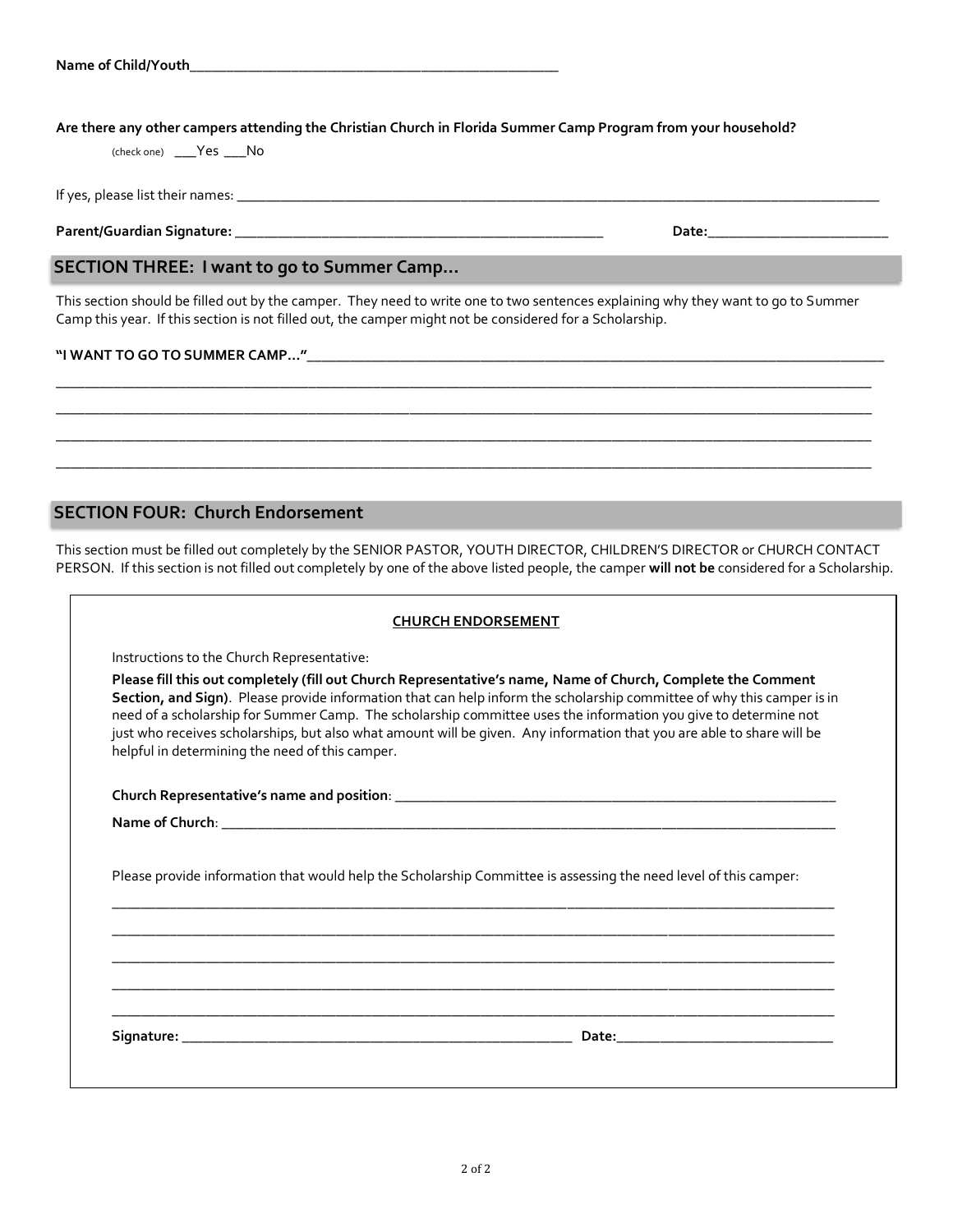**Name of Child/Youth**\_\_\_\_\_\_\_\_\_\_\_\_\_\_\_\_\_\_\_\_\_\_\_\_\_\_\_\_\_\_\_\_\_\_\_\_\_\_\_\_\_\_\_\_\_\_\_\_\_\_\_

**Are there any other campers attending the Christian Church in Florida Summer Camp Program from your household?**

(check one) \_\_\_Yes \_\_\_No

If yes, please list their names: \_\_\_\_\_\_\_\_\_\_\_\_\_\_\_\_\_\_\_\_\_\_\_\_\_\_\_\_\_\_\_\_\_\_\_\_\_\_\_\_\_\_\_\_\_\_\_\_\_\_\_\_\_\_\_\_\_\_\_\_\_\_\_\_\_\_\_\_\_\_\_\_\_\_\_\_\_\_\_\_\_\_\_\_\_\_\_\_\_\_\_\_\_

**Parent/Guardian Signature:** \_\_\_\_\_\_\_\_\_\_\_\_\_\_\_\_\_\_\_\_\_\_\_\_\_\_\_\_\_\_\_\_\_\_\_\_\_\_\_\_\_\_\_\_\_\_\_\_\_\_\_ **Date:**\_\_\_\_\_\_\_\_\_\_\_\_\_\_\_\_\_\_\_\_\_\_\_\_\_\_

## SECTION THREE: I want to go to Summer Camp…

This section should be filled out by the camper. They need to write one to two sentences explaining why they want to go to Summer Camp this year. If this section is not filled out, the camper might not be considered for a Scholarship.

**"I WANT TO GO TO SUMMER CAMP…"**\_\_\_\_\_\_\_\_\_\_\_\_\_\_\_\_\_\_\_\_\_\_\_\_\_\_\_\_\_\_\_\_\_\_\_\_\_\_\_\_\_\_\_\_\_\_\_\_\_\_\_\_\_\_\_\_\_\_\_\_\_\_\_\_\_\_\_\_\_\_\_\_\_\_\_\_\_\_

\_\_\_\_\_\_\_\_\_\_\_\_\_\_\_\_\_\_\_\_\_\_\_\_\_\_\_\_\_\_\_\_\_\_\_\_\_\_\_\_\_\_\_\_\_\_\_\_\_\_\_\_\_\_\_\_\_\_\_\_\_\_\_\_\_\_\_\_\_\_\_\_\_\_\_\_\_\_\_\_\_\_\_\_\_\_\_\_\_\_\_\_\_\_\_\_\_\_\_\_\_\_\_\_\_\_\_\_\_\_\_\_\_

\_\_\_\_\_\_\_\_\_\_\_\_\_\_\_\_\_\_\_\_\_\_\_\_\_\_\_\_\_\_\_\_\_\_\_\_\_\_\_\_\_\_\_\_\_\_\_\_\_\_\_\_\_\_\_\_\_\_\_\_\_\_\_\_\_\_\_\_\_\_\_\_\_\_\_\_\_\_\_\_\_\_\_\_\_\_\_\_\_\_\_\_\_\_\_\_\_\_\_\_\_\_\_\_\_\_\_\_\_\_\_\_\_

\_\_\_\_\_\_\_\_\_\_\_\_\_\_\_\_\_\_\_\_\_\_\_\_\_\_\_\_\_\_\_\_\_\_\_\_\_\_\_\_\_\_\_\_\_\_\_\_\_\_\_\_\_\_\_\_\_\_\_\_\_\_\_\_\_\_\_\_\_\_\_\_\_\_\_\_\_\_\_\_\_\_\_\_\_\_\_\_\_\_\_\_\_\_\_\_\_\_\_\_\_\_\_\_\_\_\_\_\_\_\_\_\_

\_\_\_\_\_\_\_\_\_\_\_\_\_\_\_\_\_\_\_\_\_\_\_\_\_\_\_\_\_\_\_\_\_\_\_\_\_\_\_\_\_\_\_\_\_\_\_\_\_\_\_\_\_\_\_\_\_\_\_\_\_\_\_\_\_\_\_\_\_\_\_\_\_\_\_\_\_\_\_\_\_\_\_\_\_\_\_\_\_\_\_\_\_\_\_\_\_\_\_\_\_\_\_\_\_\_\_\_\_\_\_\_\_

## SECTION FOUR: Church Endorsement

This section must be filled out completely by the SENIOR PASTOR, YOUTH DIRECTOR, CHILDREN'S DIRECTOR or CHURCH CONTACT PERSON. If this section is not filled out completely by one of the above listed people, the camper **will not be** considered for a Scholarship.

### CHURCH ENDORSEMENT

Instructions to the Church Representative:

**Please fill this out completely (fill out Church Representative's name, Name of Church, Complete the Comment Section, and Sign)**. Please provide information that can help inform the scholarship committee of why this camper is in need of a scholarship for Summer Camp. The scholarship committee uses the information you give to determine not just who receives scholarships, but also what amount will be given. Any information that you are able to share will be helpful in determining the need of this camper.

**Church Representative's name and position**: \_\_\_\_\_\_\_\_\_\_\_\_\_\_\_\_\_\_\_\_\_\_\_\_\_\_\_\_\_\_\_\_\_\_\_\_\_\_\_\_\_\_\_\_\_\_\_\_\_\_\_\_\_\_\_\_\_\_\_\_\_\_

**Name of Church**: \_\_\_\_\_\_\_\_\_\_\_\_\_\_\_\_\_\_\_\_\_\_\_\_\_\_\_\_\_\_\_\_\_\_\_\_\_\_\_\_\_\_\_\_\_\_\_\_\_\_\_\_\_\_\_\_\_\_\_\_\_\_\_\_\_\_\_\_\_\_\_\_\_\_\_\_\_\_\_\_\_\_\_\_\_\_\_

Please provide information that would help the Scholarship Committee is assessing the need level of this camper:

\_\_\_\_\_\_\_\_\_\_\_\_\_\_\_\_\_\_\_\_\_\_\_\_\_\_\_\_\_\_\_\_\_\_\_\_\_\_\_\_\_\_\_\_\_\_\_\_\_\_\_\_\_\_\_\_\_\_\_\_\_\_\_\_\_\_\_\_\_\_\_\_\_\_\_\_\_\_\_\_\_\_\_\_\_\_\_\_\_\_\_\_\_\_\_\_\_\_\_\_\_\_\_

\_\_\_\_\_\_\_\_\_\_\_\_\_\_\_\_\_\_\_\_\_\_\_\_\_\_\_\_\_\_\_\_\_\_\_\_\_\_\_\_\_\_\_\_\_\_\_\_\_\_\_\_\_\_\_\_\_\_\_\_\_\_\_\_\_\_\_\_\_\_\_\_\_\_\_\_\_\_\_\_\_\_\_\_\_\_\_\_\_\_\_\_\_\_\_\_\_\_\_\_\_\_\_

\_\_\_\_\_\_\_\_\_\_\_\_\_\_\_\_\_\_\_\_\_\_\_\_\_\_\_\_\_\_\_\_\_\_\_\_\_\_\_\_\_\_\_\_\_\_\_\_\_\_\_\_\_\_\_\_\_\_\_\_\_\_\_\_\_\_\_\_\_\_\_\_\_\_\_\_\_\_\_\_\_\_\_\_\_\_\_\_\_\_\_\_\_\_\_\_\_\_\_\_\_\_\_

\_\_\_\_\_\_\_\_\_\_\_\_\_\_\_\_\_\_\_\_\_\_\_\_\_\_\_\_\_\_\_\_\_\_\_\_\_\_\_\_\_\_\_\_\_\_\_\_\_\_\_\_\_\_\_\_\_\_\_\_\_\_\_\_\_\_\_\_\_\_\_\_\_\_\_\_\_\_\_\_\_\_\_\_\_\_\_\_\_\_\_\_\_\_\_\_\_\_\_\_\_\_\_

\_\_\_\_\_\_\_\_\_\_\_\_\_\_\_\_\_\_\_\_\_\_\_\_\_\_\_\_\_\_\_\_\_\_\_\_\_\_\_\_\_\_\_\_\_\_\_\_\_\_\_\_\_\_\_\_\_\_\_\_\_\_\_\_\_\_\_\_\_\_\_\_\_\_\_\_\_\_\_\_\_\_\_\_\_\_\_\_\_\_\_\_\_\_\_\_\_\_\_\_\_\_\_

**Signature:** \_\_\_\_\_\_\_\_\_\_\_\_\_\_\_\_\_\_\_\_\_\_\_\_\_\_\_\_\_\_\_\_\_\_\_\_\_\_\_\_\_\_\_\_\_\_\_\_\_\_\_\_\_\_\_\_\_\_ **Date:**\_\_\_\_\_\_\_\_\_\_\_\_\_\_\_\_\_\_\_\_\_\_\_\_\_\_\_\_\_\_